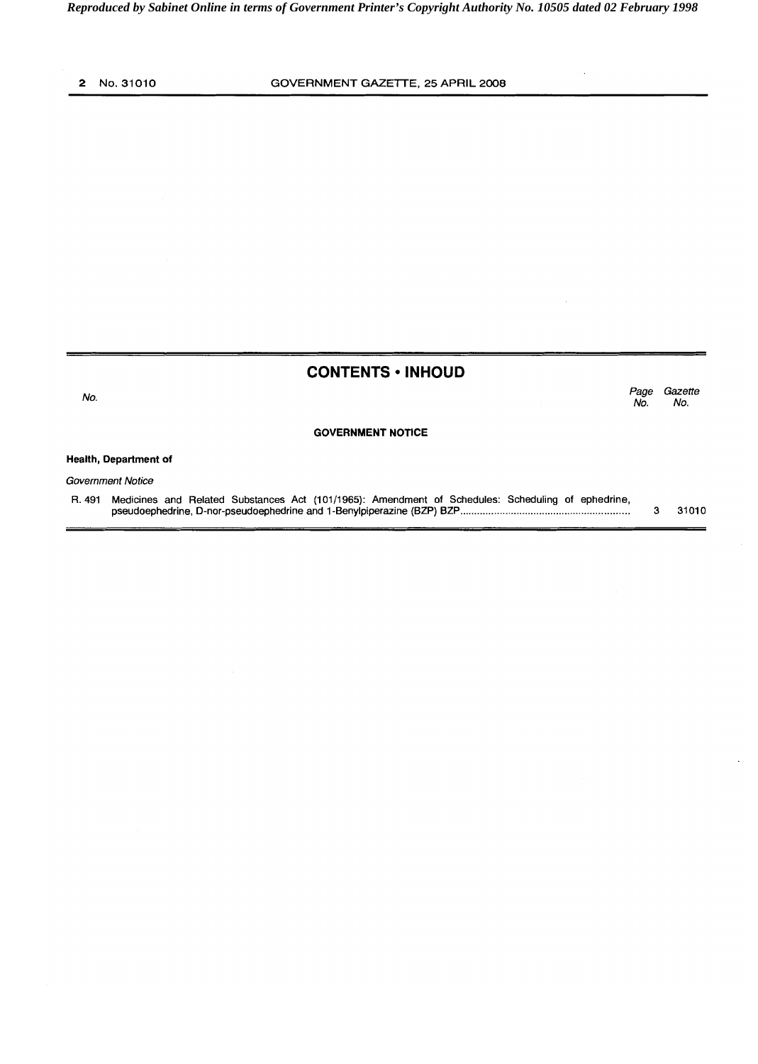## CONTENTS • INHOUD

| No. | | Page No. | Gazette No. |
|---|---|---|---|
| | **GOVERNMENT NOTICE** | | |
| | **Health, Department of** | | |
| | *Government Notice* | | |
| R. 491 | Medicines and Related Substances Act (101/1965): Amendment of Schedules: Scheduling of ephedrine, pseudoephedrine, D-nor-pseudoephedrine and 1-Benylpiperazine (BZP) BZP | 3 | 31010 |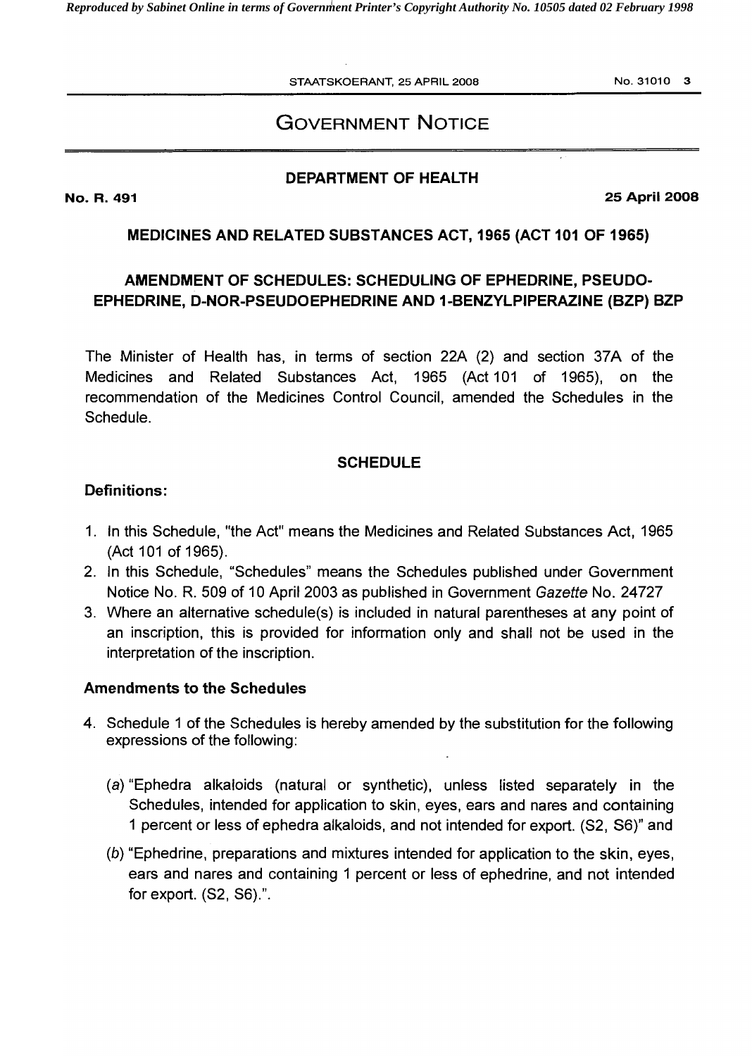# GOVERNMENT NOTICE

## DEPARTMENT OF HEALTH

**No. R. 491** **25 April 2008**

### MEDICINES AND RELATED SUBSTANCES ACT, 1965 (ACT 101 OF 1965)

### AMENDMENT OF SCHEDULES: SCHEDULING OF EPHEDRINE, PSEUDO-EPHEDRINE, D-NOR-PSEUDOEPHEDRINE AND 1-BENZYLPIPERAZINE (BZP) BZP

The Minister of Health has, in terms of section 22A (2) and section 37A of the Medicines and Related Substances Act, 1965 (Act 101 of 1965), on the recommendation of the Medicines Control Council, amended the Schedules in the Schedule.

### SCHEDULE

**Definitions:**

1. In this Schedule, "the Act" means the Medicines and Related Substances Act, 1965 (Act 101 of 1965).
2. In this Schedule, "Schedules" means the Schedules published under Government Notice No. R. 509 of 10 April 2003 as published in Government *Gazette* No. 24727
3. Where an alternative schedule(s) is included in natural parentheses at any point of an inscription, this is provided for information only and shall not be used in the interpretation of the inscription.

**Amendments to the Schedules**

4. Schedule 1 of the Schedules is hereby amended by the substitution for the following expressions of the following:

   (*a*) "Ephedra alkaloids (natural or synthetic), unless listed separately in the Schedules, intended for application to skin, eyes, ears and nares and containing 1 percent or less of ephedra alkaloids, and not intended for export. (S2, S6)" and

   (*b*) "Ephedrine, preparations and mixtures intended for application to the skin, eyes, ears and nares and containing 1 percent or less of ephedrine, and not intended for export. (S2, S6).".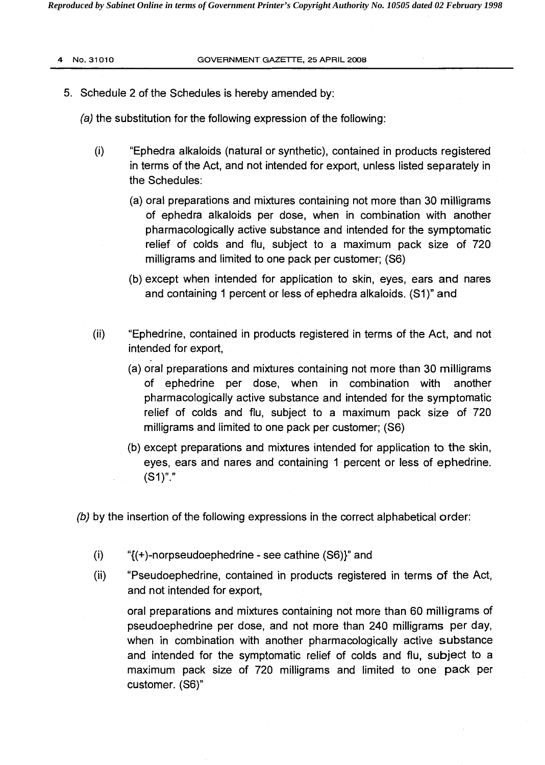5. Schedule 2 of the Schedules is hereby amended by:

   *(a)* the substitution for the following expression of the following:

   (i) "Ephedra alkaloids (natural or synthetic), contained in products registered in terms of the Act, and not intended for export, unless listed separately in the Schedules:

      (a) oral preparations and mixtures containing not more than 30 milligrams of ephedra alkaloids per dose, when in combination with another pharmacologically active substance and intended for the symptomatic relief of colds and flu, subject to a maximum pack size of 720 milligrams and limited to one pack per customer; (S6)

      (b) except when intended for application to skin, eyes, ears and nares and containing 1 percent or less of ephedra alkaloids. (S1)" and

   (ii) "Ephedrine, contained in products registered in terms of the Act, and not intended for export,

      (a) oral preparations and mixtures containing not more than 30 milligrams of ephedrine per dose, when in combination with another pharmacologically active substance and intended for the symptomatic relief of colds and flu, subject to a maximum pack size of 720 milligrams and limited to one pack per customer; (S6)

      (b) except preparations and mixtures intended for application to the skin, eyes, ears and nares and containing 1 percent or less of ephedrine. (S1)"."

   *(b)* by the insertion of the following expressions in the correct alphabetical order:

   (i) "{(+)-norpseudoephedrine - see cathine (S6)}" and

   (ii) "Pseudoephedrine, contained in products registered in terms of the Act, and not intended for export,

      oral preparations and mixtures containing not more than 60 milligrams of pseudoephedrine per dose, and not more than 240 milligrams per day, when in combination with another pharmacologically active substance and intended for the symptomatic relief of colds and flu, subject to a maximum pack size of 720 milligrams and limited to one pack per customer. (S6)"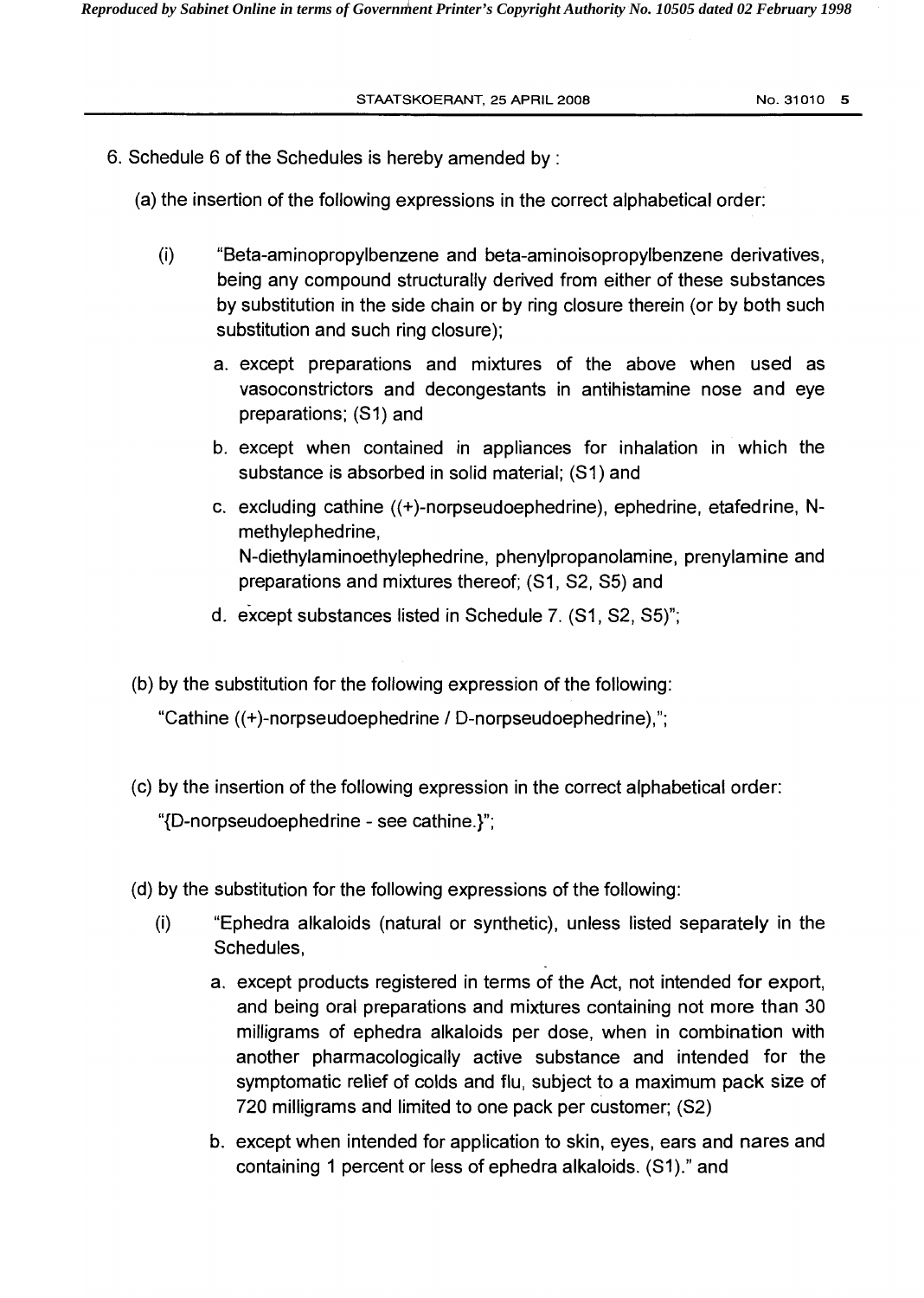6. Schedule 6 of the Schedules is hereby amended by :

(a) the insertion of the following expressions in the correct alphabetical order:

(i) "Beta-aminopropylbenzene and beta-aminoisopropylbenzene derivatives, being any compound structurally derived from either of these substances by substitution in the side chain or by ring closure therein (or by both such substitution and such ring closure);

a. except preparations and mixtures of the above when used as vasoconstrictors and decongestants in antihistamine nose and eye preparations; (S1) and

b. except when contained in appliances for inhalation in which the substance is absorbed in solid material; (S1) and

c. excluding cathine ((+)-norpseudoephedrine), ephedrine, etafedrine, N-methylephedrine, N-diethylaminoethylephedrine, phenylpropanolamine, prenylamine and preparations and mixtures thereof; (S1, S2, S5) and

d. except substances listed in Schedule 7. (S1, S2, S5)";

(b) by the substitution for the following expression of the following:

"Cathine ((+)-norpseudoephedrine / D-norpseudoephedrine),";

(c) by the insertion of the following expression in the correct alphabetical order:

"{D-norpseudoephedrine - see cathine.}";

(d) by the substitution for the following expressions of the following:

(i) "Ephedra alkaloids (natural or synthetic), unless listed separately in the Schedules,

a. except products registered in terms of the Act, not intended for export, and being oral preparations and mixtures containing not more than 30 milligrams of ephedra alkaloids per dose, when in combination with another pharmacologically active substance and intended for the symptomatic relief of colds and flu, subject to a maximum pack size of 720 milligrams and limited to one pack per customer; (S2)

b. except when intended for application to skin, eyes, ears and nares and containing 1 percent or less of ephedra alkaloids. (S1)." and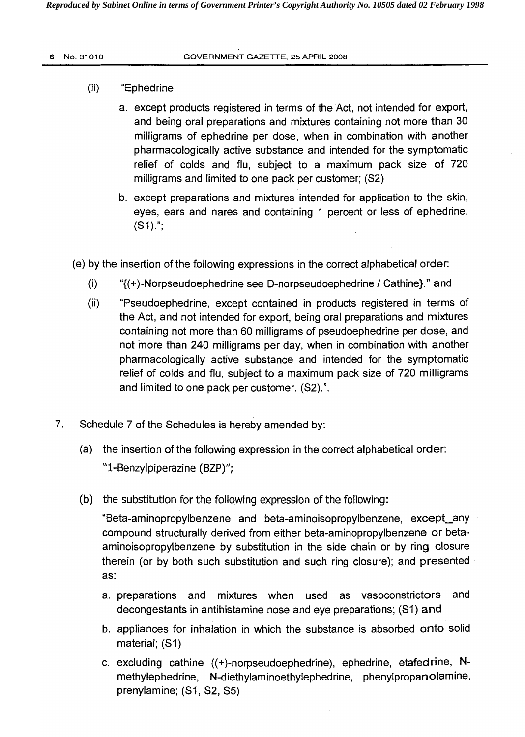(ii) "Ephedrine,

a. except products registered in terms of the Act, not intended for export, and being oral preparations and mixtures containing not more than 30 milligrams of ephedrine per dose, when in combination with another pharmacologically active substance and intended for the symptomatic relief of colds and flu, subject to a maximum pack size of 720 milligrams and limited to one pack per customer; (S2)

b. except preparations and mixtures intended for application to the skin, eyes, ears and nares and containing 1 percent or less of ephedrine. (S1).";

(e) by the insertion of the following expressions in the correct alphabetical order:

(i) "{(+)-Norpseudoephedrine see D-norpseudoephedrine / Cathine}." and

(ii) "Pseudoephedrine, except contained in products registered in terms of the Act, and not intended for export, being oral preparations and mixtures containing not more than 60 milligrams of pseudoephedrine per dose, and not more than 240 milligrams per day, when in combination with another pharmacologically active substance and intended for the symptomatic relief of colds and flu, subject to a maximum pack size of 720 milligrams and limited to one pack per customer. (S2).".

7. Schedule 7 of the Schedules is hereby amended by:

(a) the insertion of the following expression in the correct alphabetical order:
"1-Benzylpiperazine (BZP)";

(b) the substitution for the following expression of the following:

"Beta-aminopropylbenzene and beta-aminoisopropylbenzene, except_any compound structurally derived from either beta-aminopropylbenzene or beta-aminoisopropylbenzene by substitution in the side chain or by ring closure therein (or by both such substitution and such ring closure); and presented as:

a. preparations and mixtures when used as vasoconstrictors and decongestants in antihistamine nose and eye preparations; (S1) and

b. appliances for inhalation in which the substance is absorbed onto solid material; (S1)

c. excluding cathine ((+)-norpseudoephedrine), ephedrine, etafedrine, N-methylephedrine, N-diethylaminoethylephedrine, phenylpropanolamine, prenylamine; (S1, S2, S5)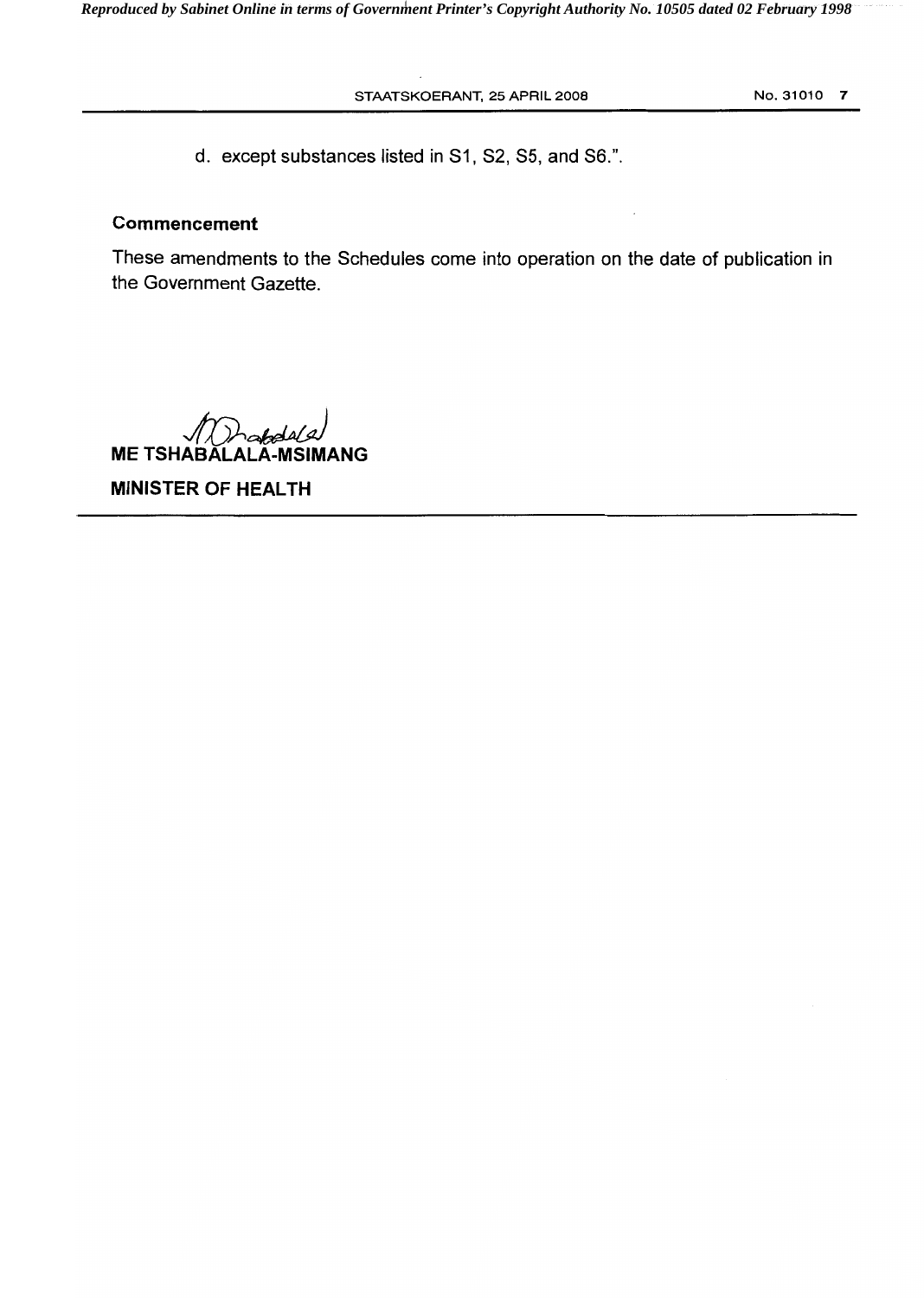d. except substances listed in S1, S2, S5, and S6.".

**Commencement**

These amendments to the Schedules come into operation on the date of publication in the Government Gazette.

**ME TSHABALALA-MSIMANG**

**MINISTER OF HEALTH**